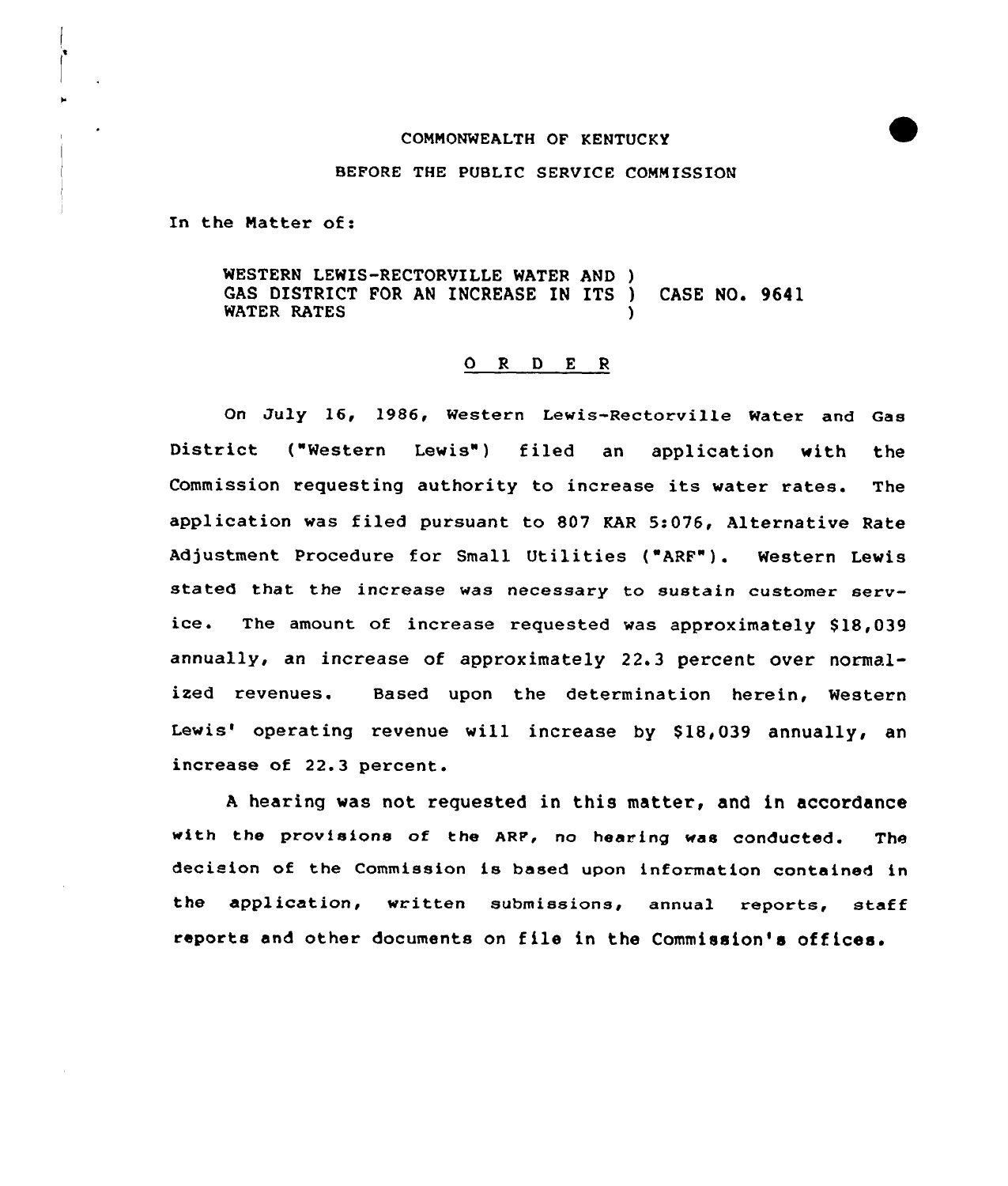COMMONWEALTH OF KENTUCKY

BEFORE THE PUBLIC SERVICE COMMISSION

In the Matter of:

WESTERN LEWIS-RECTORVILLE WATER AND )
GAS DISTRICT FOR AN INCREASE IN ITS ) CASE NO. 9641
WATER RATES )

## O R D E R

On July 16, 1986, Western Lewis-Rectorville Water and Gas District ("Western Lewis") filed an application with the Commission requesting authority to increase its water rates. The application was filed pursuant to 807 KAR 5:076, Alternative Rate Adjustment Procedure for Small Utilities ("ARF"). Western Lewis stated that the increase was necessary to sustain customer service. The amount of increase requested was approximately $18,039 annually, an increase of approximately 22.3 percent over normalized revenues. Based upon the determination herein, Western Lewis' operating revenue will increase by $18,039 annually, an increase of 22.3 percent.

A hearing was not requested in this matter, and in accordance with the provisions of the ARF, no hearing was conducted. The decision of the Commission is based upon information contained in the application, written submissions, annual reports, staff reports and other documents on file in the Commission's offices.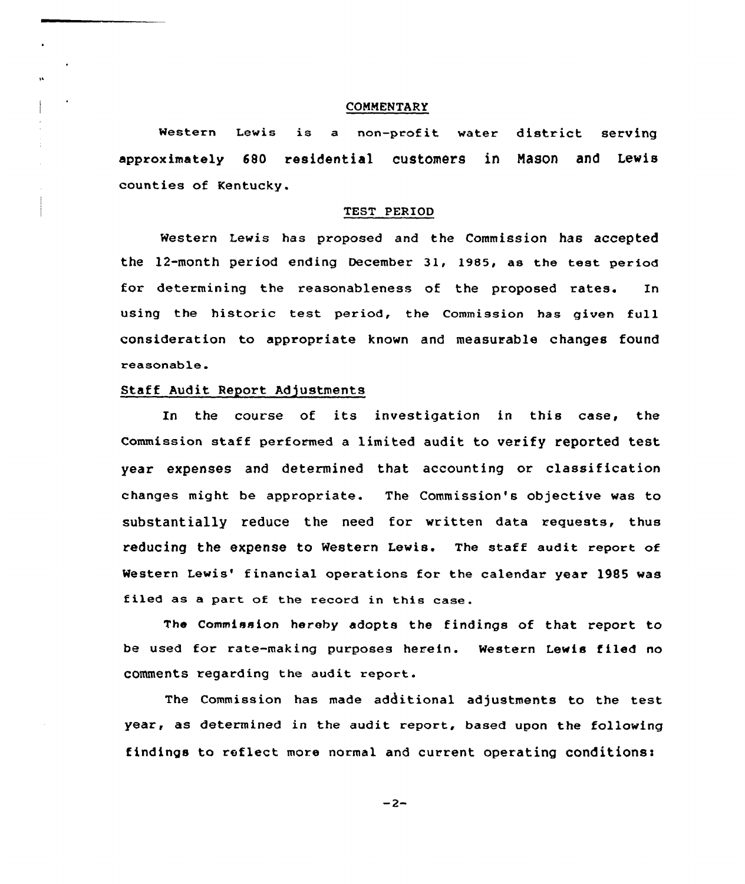## COMMENTARY

Western Lewis is a non-profit water district serving approximately 680 residential customers in Mason and Lewis counties of Kentucky.

## TEST PERIOD

Western Lewis has proposed and the Commission has accepted the 12-month period ending December 31, 1985, as the test period for determining the reasonableness of the proposed rates. In using the historic test period, the Commission has given full consideration to appropriate known and measurable changes found reasonable.

### Staff Audit Report Adjustments

In the course of its investigation in this case, the Commission staff performed a limited audit to verify reported test year expenses and determined that accounting or classification changes might be appropriate. The Commission's objective was to substantially reduce the need for written data requests, thus reducing the expense to Western Lewis. The staff audit report of Western Lewis' financial operations for the calendar year 1985 was filed as a part of the record in this case.

The Commission hereby adopts the findings of that report to be used for rate-making purposes herein. Western Lewis filed no comments regarding the audit report.

The Commission has made additional adjustments to the test year, as determined in the audit report, based upon the following findings to reflect more normal and current operating conditions: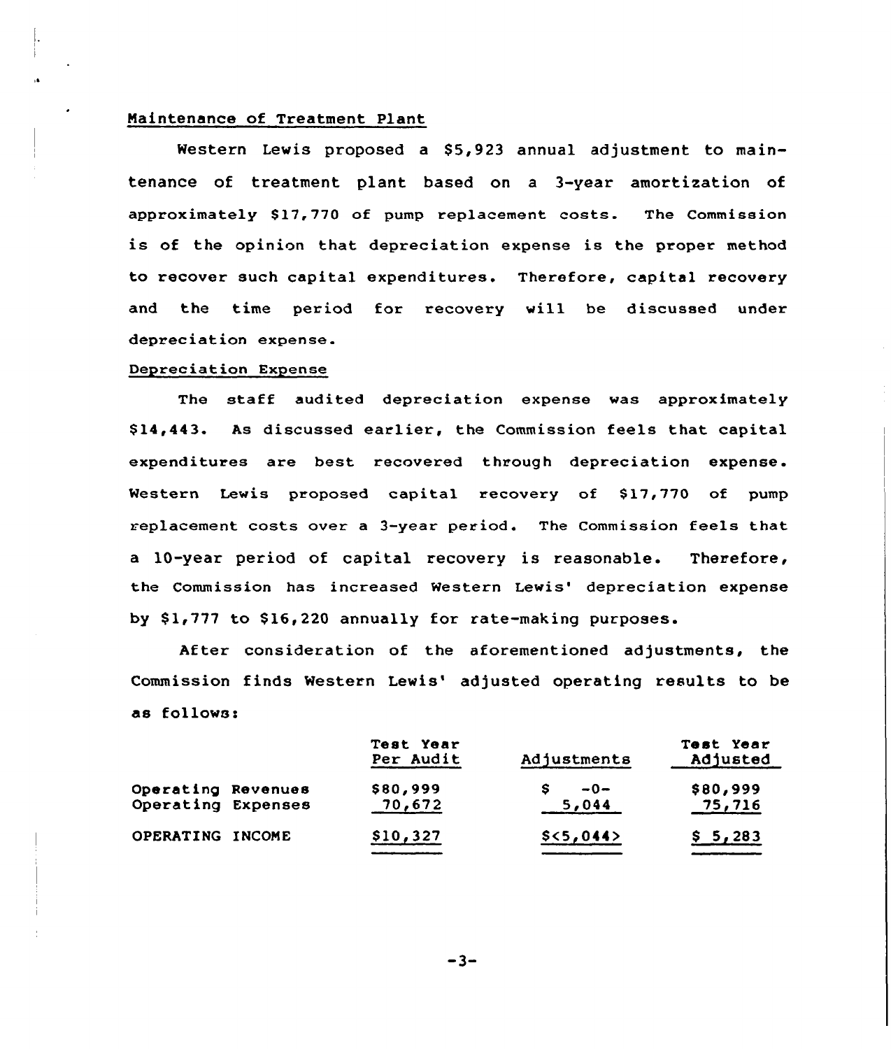Maintenance of Treatment Plant

Western Lewis proposed a $5,923 annual adjustment to maintenance of treatment plant based on a 3-year amortization of approximately $17,770 of pump replacement costs. The Commission is of the opinion that depreciation expense is the proper method to recover such capital expenditures. Therefore, capital recovery and the time period for recovery will be discussed under depreciation expense.

Depreciation Expense

The staff audited depreciation expense was approximately $14,443. As discussed earlier, the Commission feels that capital expenditures are best recovered through depreciation expense. Western Lewis proposed capital recovery of $17,770 of pump replacement costs over a 3-year period. The Commission feels that a 10-year period of capital recovery is reasonable. Therefore, the Commission has increased Western Lewis' depreciation expense by $1,777 to $16,220 annually for rate-making purposes.

After consideration of the aforementioned adjustments, the Commission finds Western Lewis' adjusted operating results to be as follows:

| | Test Year Per Audit | Adjustments | Test Year Adjusted |
|---|---|---|---|
| Operating Revenues | $80,999 | $ -0- | $80,999 |
| Operating Expenses | 70,672 | 5,044 | 75,716 |
| OPERATING INCOME | $10,327 | $<5,044> | $ 5,283 |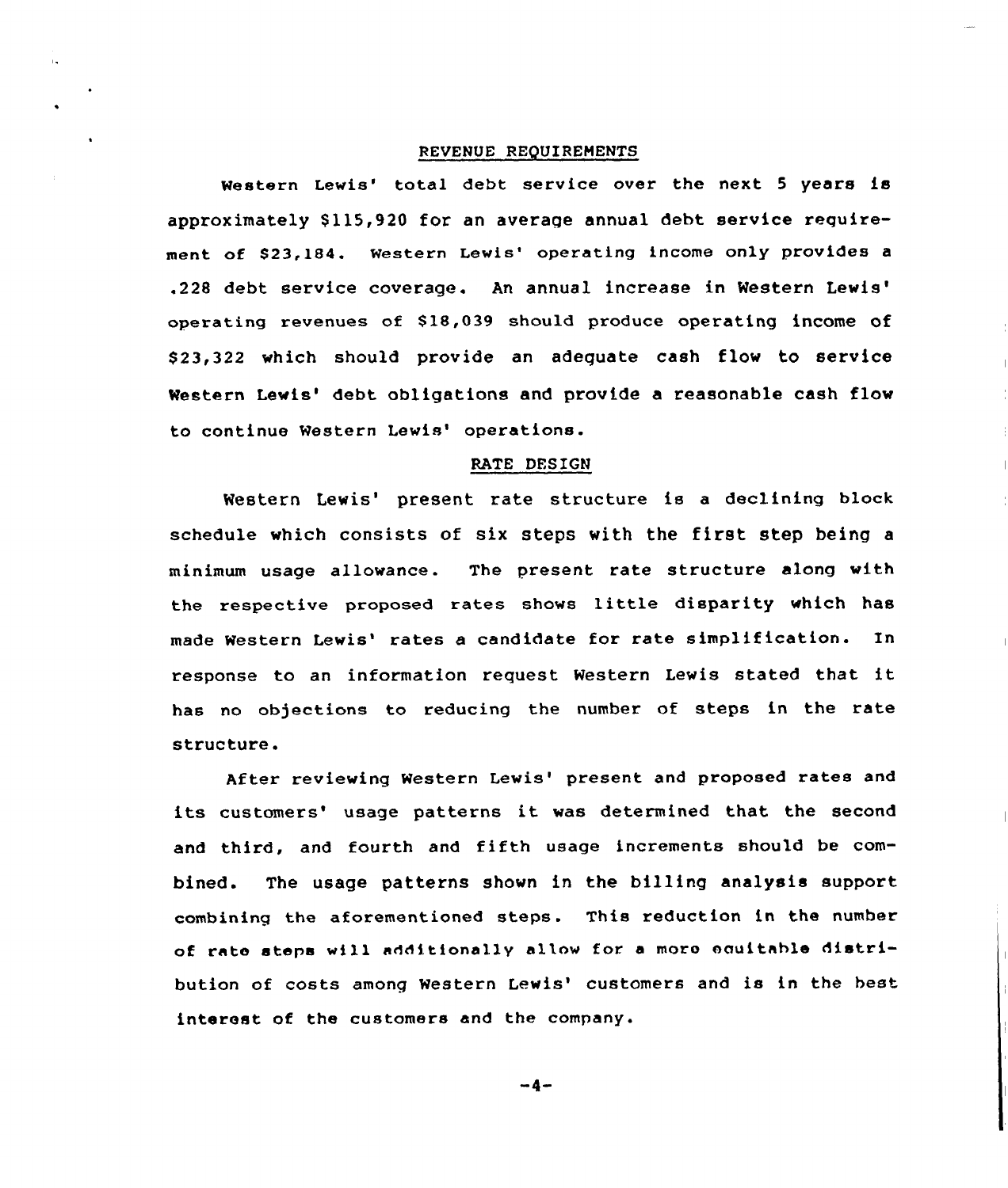## REVENUE REQUIREMENTS

Western Lewis' total debt service over the next 5 years is approximately $115,920 for an average annual debt service requirement of $23,184. Western Lewis' operating income only provides a .228 debt service coverage. An annual increase in Western Lewis' operating revenues of $18,039 should produce operating income of $23,322 which should provide an adequate cash flow to service Western Lewis' debt obligations and provide a reasonable cash flow to continue Western Lewis' operations.

## RATE DESIGN

Western Lewis' present rate structure is a declining block schedule which consists of six steps with the first step being a minimum usage allowance. The present rate structure along with the respective proposed rates shows little disparity which has made Western Lewis' rates a candidate for rate simplification. In response to an information request Western Lewis stated that it has no objections to reducing the number of steps in the rate structure.

After reviewing Western Lewis' present and proposed rates and its customers' usage patterns it was determined that the second and third, and fourth and fifth usage increments should be combined. The usage patterns shown in the billing analysis support combining the aforementioned steps. This reduction in the number of rate steps will additionally allow for a more equitable distribution of costs among Western Lewis' customers and is in the best interest of the customers and the company.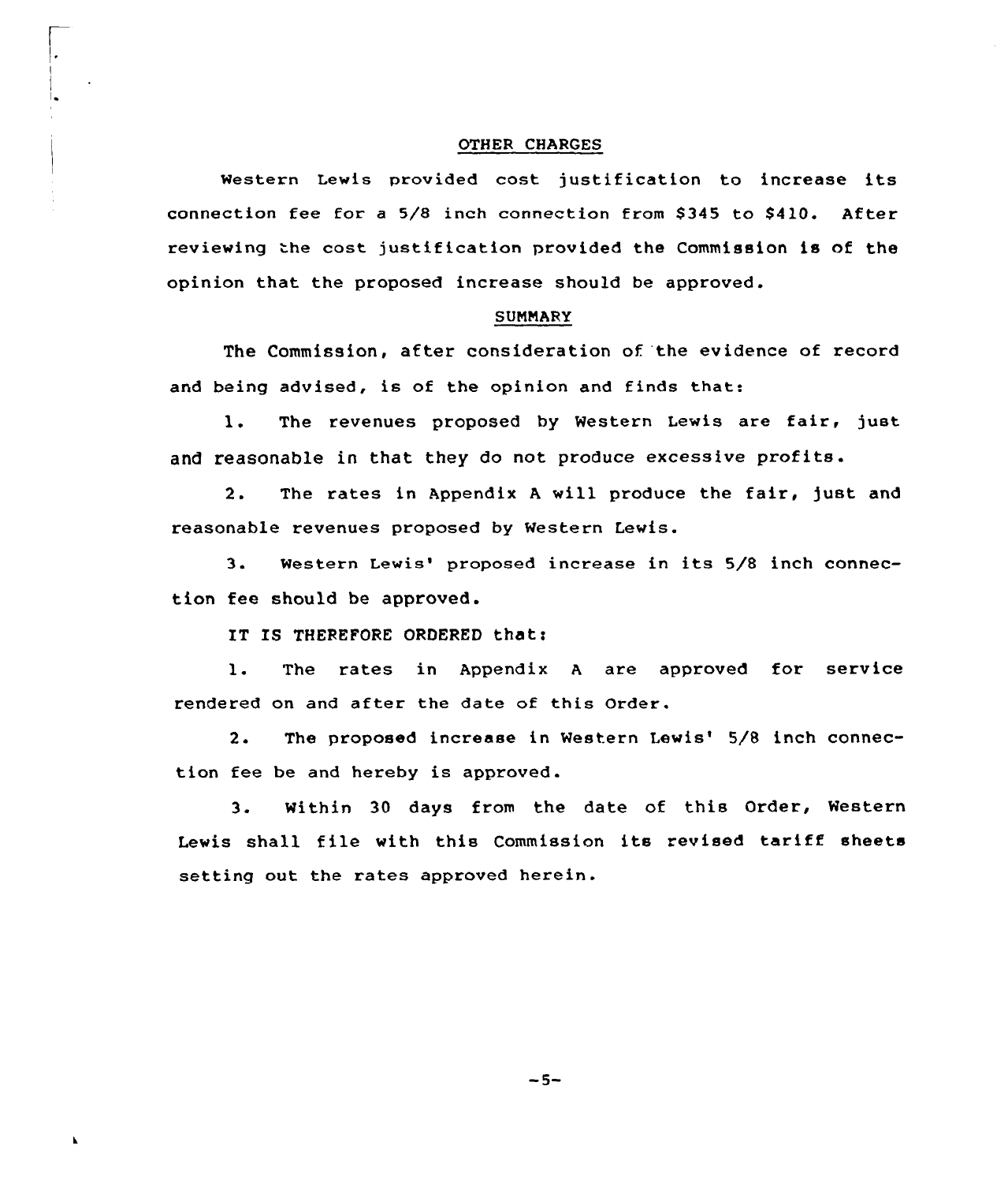## OTHER CHARGES

Western Lewis provided cost justification to increase its connection fee for a 5/8 inch connection from $345 to $410. After reviewing the cost justification provided the Commission is of the opinion that the proposed increase should be approved.

## SUMMARY

The Commission, after consideration of the evidence of record and being advised, is of the opinion and finds that:

1. The revenues proposed by Western Lewis are fair, just and reasonable in that they do not produce excessive profits.

2. The rates in Appendix A will produce the fair, just and reasonable revenues proposed by Western Lewis.

3. Western Lewis' proposed increase in its 5/8 inch connection fee should be approved.

IT IS THEREFORE ORDERED that:

1. The rates in Appendix A are approved for service rendered on and after the date of this Order.

2. The proposed increase in Western Lewis' 5/8 inch connection fee be and hereby is approved.

3. Within 30 days from the date of this Order, Western Lewis shall file with this Commission its revised tariff sheets setting out the rates approved herein.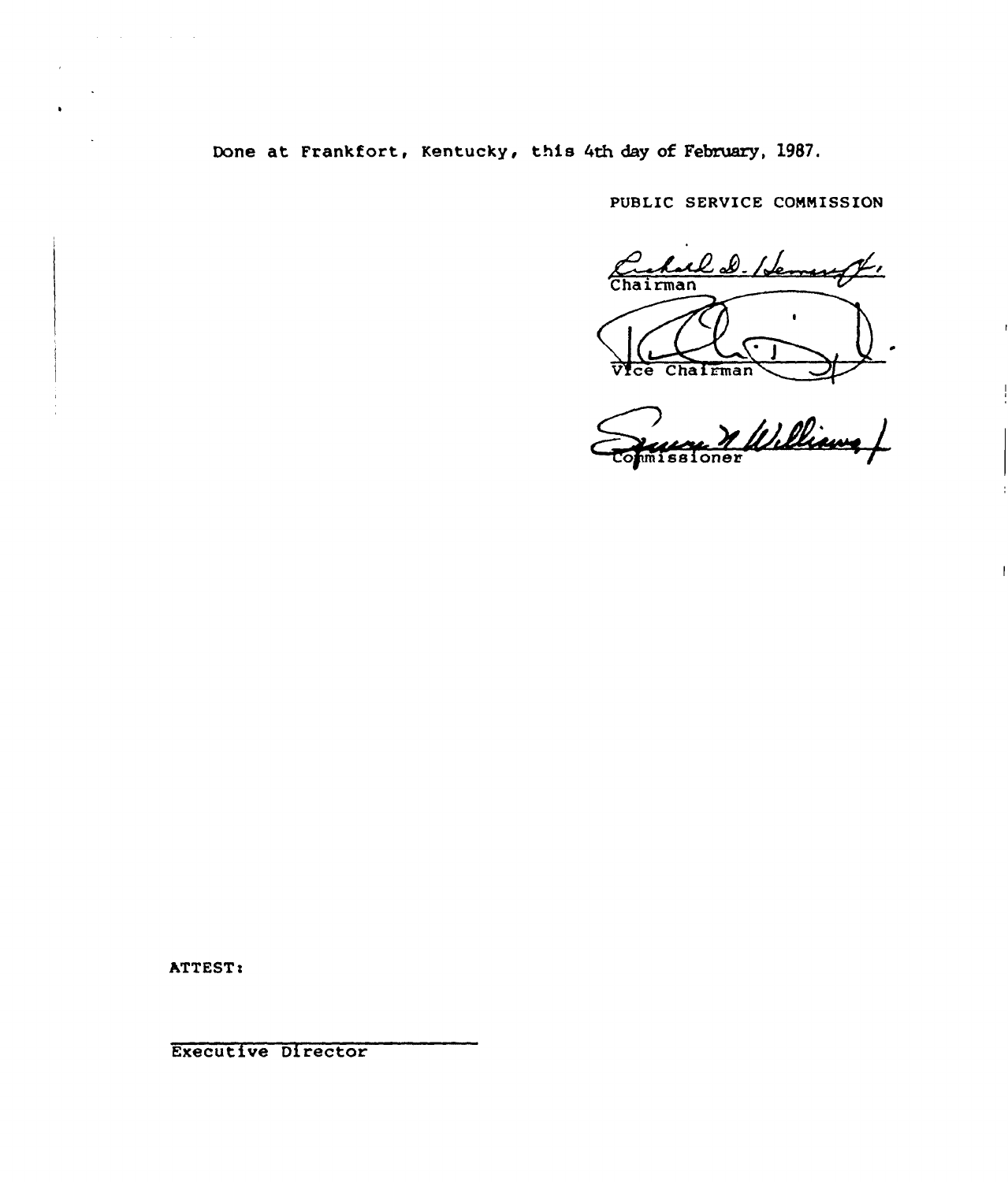Done at Frankfort, Kentucky, this 4th day of February, 1987.

PUBLIC SERVICE COMMISSION

Chairman

Vice Chairman

Commissioner

ATTEST:

Executive Director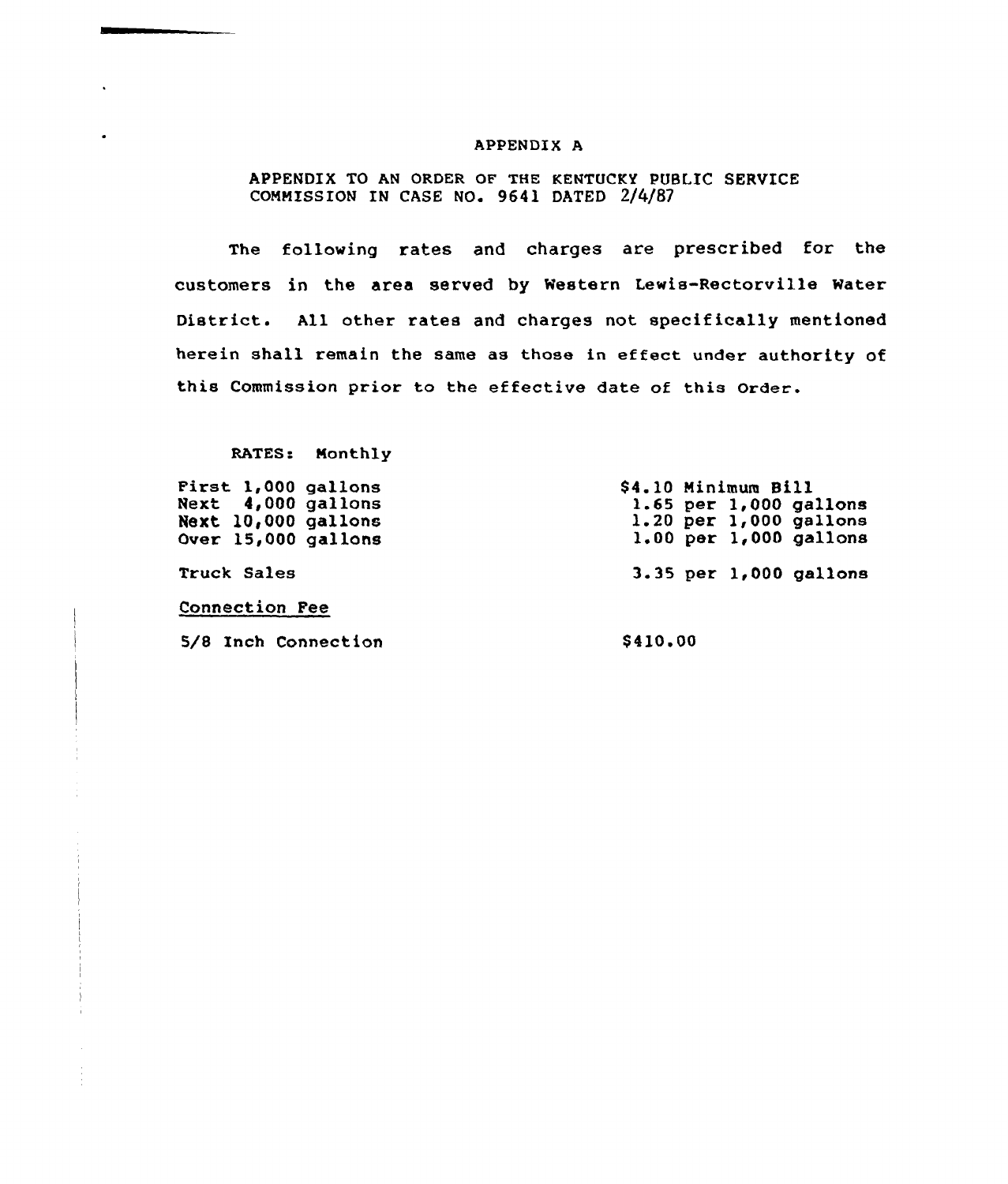# APPENDIX A

APPENDIX TO AN ORDER OF THE KENTUCKY PUBLIC SERVICE COMMISSION IN CASE NO. 9641 DATED 2/4/87

The following rates and charges are prescribed for the customers in the area served by Western Lewis-Rectorville Water District. All other rates and charges not specifically mentioned herein shall remain the same as those in effect under authority of this Commission prior to the effective date of this Order.

RATES: Monthly

| | |
|---|---|
| First 1,000 gallons | $4.10 Minimum Bill |
| Next 4,000 gallons | 1.65 per 1,000 gallons |
| Next 10,000 gallons | 1.20 per 1,000 gallons |
| Over 15,000 gallons | 1.00 per 1,000 gallons |
| Truck Sales | 3.35 per 1,000 gallons |

Connection Fee

| | |
|---|---|
| 5/8 Inch Connection | $410.00 |